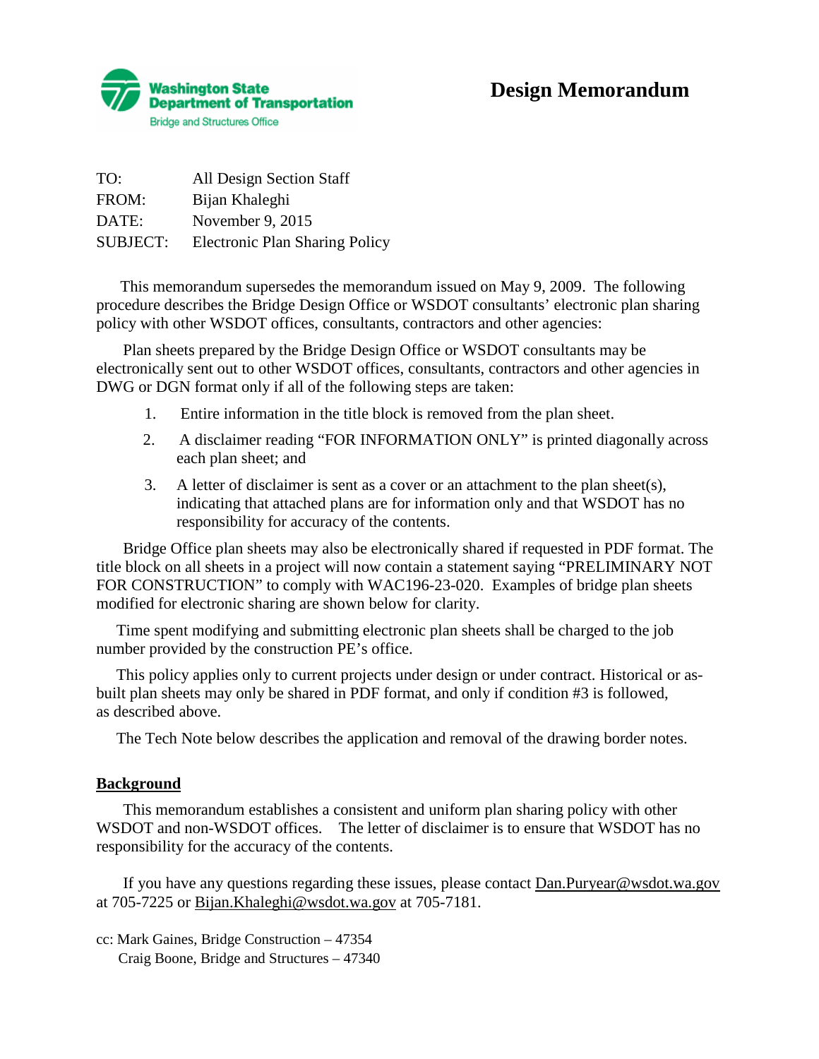Washington State Department of Transportation
Bridge and Structures Office

# Design Memorandum

TO: All Design Section Staff
FROM: Bijan Khaleghi
DATE: November 9, 2015
SUBJECT: Electronic Plan Sharing Policy

This memorandum supersedes the memorandum issued on May 9, 2009. The following procedure describes the Bridge Design Office or WSDOT consultants' electronic plan sharing policy with other WSDOT offices, consultants, contractors and other agencies:

Plan sheets prepared by the Bridge Design Office or WSDOT consultants may be electronically sent out to other WSDOT offices, consultants, contractors and other agencies in DWG or DGN format only if all of the following steps are taken:

1. Entire information in the title block is removed from the plan sheet.
2. A disclaimer reading "FOR INFORMATION ONLY" is printed diagonally across each plan sheet; and
3. A letter of disclaimer is sent as a cover or an attachment to the plan sheet(s), indicating that attached plans are for information only and that WSDOT has no responsibility for accuracy of the contents.

Bridge Office plan sheets may also be electronically shared if requested in PDF format. The title block on all sheets in a project will now contain a statement saying "PRELIMINARY NOT FOR CONSTRUCTION" to comply with WAC196-23-020. Examples of bridge plan sheets modified for electronic sharing are shown below for clarity.

Time spent modifying and submitting electronic plan sheets shall be charged to the job number provided by the construction PE's office.

This policy applies only to current projects under design or under contract. Historical or as-built plan sheets may only be shared in PDF format, and only if condition #3 is followed, as described above.

The Tech Note below describes the application and removal of the drawing border notes.

## Background

This memorandum establishes a consistent and uniform plan sharing policy with other WSDOT and non-WSDOT offices. The letter of disclaimer is to ensure that WSDOT has no responsibility for the accuracy of the contents.

If you have any questions regarding these issues, please contact Dan.Puryear@wsdot.wa.gov at 705-7225 or Bijan.Khaleghi@wsdot.wa.gov at 705-7181.

cc: Mark Gaines, Bridge Construction – 47354
Craig Boone, Bridge and Structures – 47340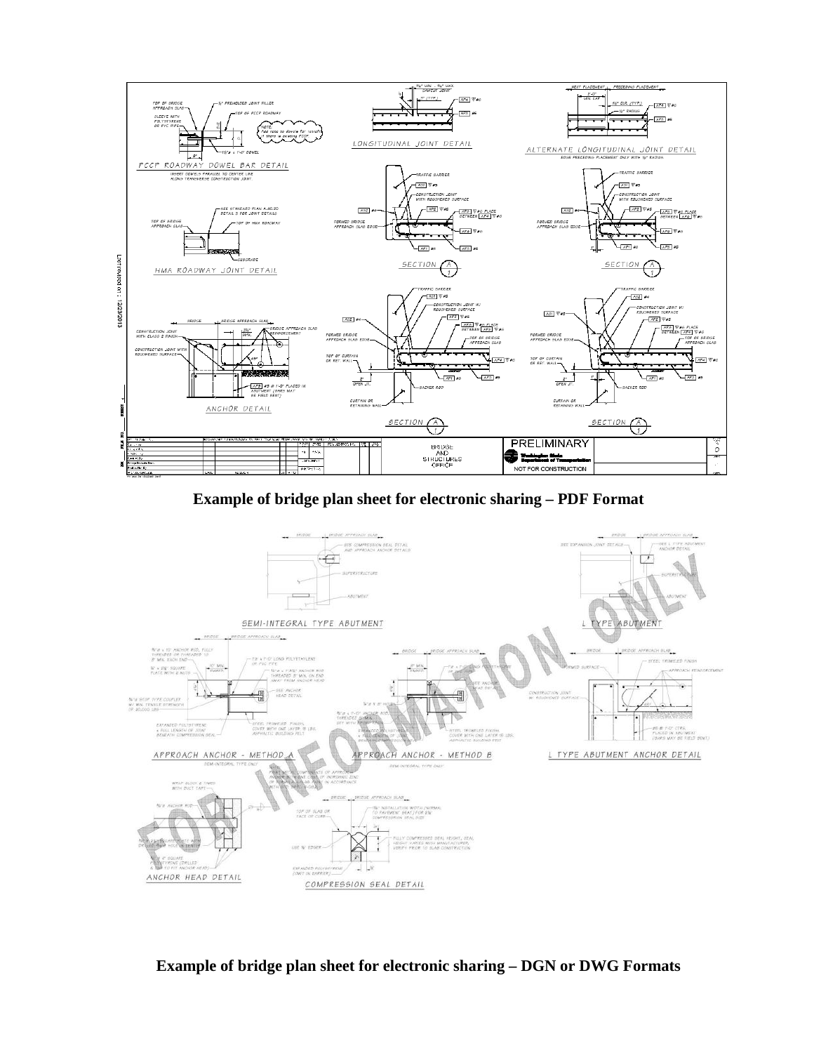**Example of bridge plan sheet for electronic sharing – PDF Format**

**Example of bridge plan sheet for electronic sharing – DGN or DWG Formats**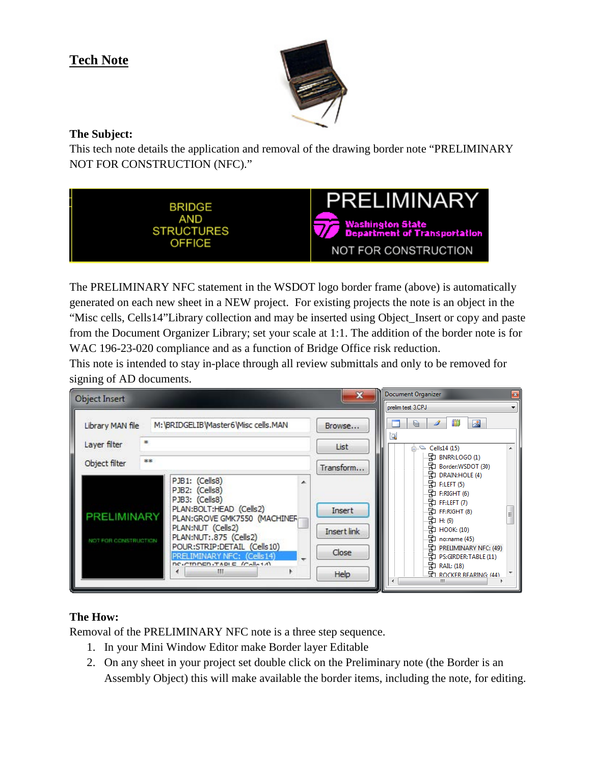# Tech Note

**The Subject:**

This tech note details the application and removal of the drawing border note "PRELIMINARY NOT FOR CONSTRUCTION (NFC)."

The PRELIMINARY NFC statement in the WSDOT logo border frame (above) is automatically generated on each new sheet in a NEW project. For existing projects the note is an object in the "Misc cells, Cells14"Library collection and may be inserted using Object_Insert or copy and paste from the Document Organizer Library; set your scale at 1:1. The addition of the border note is for WAC 196-23-020 compliance and as a function of Bridge Office risk reduction.

This note is intended to stay in-place through all review submittals and only to be removed for signing of AD documents.

**The How:**

Removal of the PRELIMINARY NFC note is a three step sequence.

1. In your Mini Window Editor make Border layer Editable
2. On any sheet in your project set double click on the Preliminary note (the Border is an Assembly Object) this will make available the border items, including the note, for editing.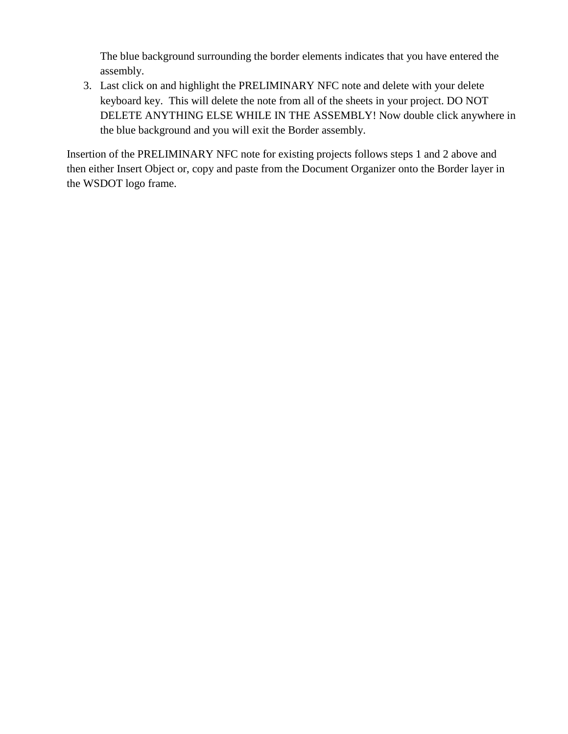The blue background surrounding the border elements indicates that you have entered the assembly.

3. Last click on and highlight the PRELIMINARY NFC note and delete with your delete keyboard key. This will delete the note from all of the sheets in your project. DO NOT DELETE ANYTHING ELSE WHILE IN THE ASSEMBLY! Now double click anywhere in the blue background and you will exit the Border assembly.

Insertion of the PRELIMINARY NFC note for existing projects follows steps 1 and 2 above and then either Insert Object or, copy and paste from the Document Organizer onto the Border layer in the WSDOT logo frame.